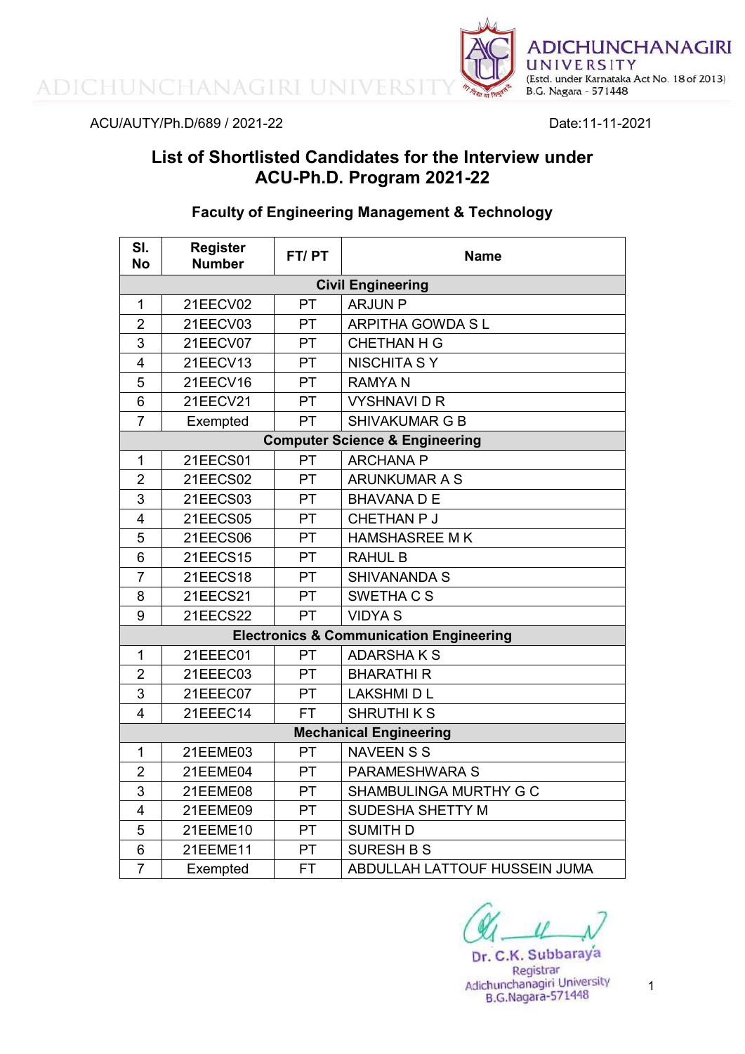ADICHUNCHANAGIRI UNIVERSITY
(Estd. under Karnataka Act No. 18 of 2013)
B.G. Nagara - 571448

ACU/AUTY/Ph.D/689 / 2021-22

Date:11-11-2021

# List of Shortlisted Candidates for the Interview under ACU-Ph.D. Program 2021-22

## Faculty of Engineering Management & Technology

| Sl. No | Register Number | FT/ PT | Name |
|---|---|---|---|
| **Civil Engineering** | | | |
| 1 | 21EECV02 | PT | ARJUN P |
| 2 | 21EECV03 | PT | ARPITHA GOWDA S L |
| 3 | 21EECV07 | PT | CHETHAN H G |
| 4 | 21EECV13 | PT | NISCHITA S Y |
| 5 | 21EECV16 | PT | RAMYA N |
| 6 | 21EECV21 | PT | VYSHNAVI D R |
| 7 | Exempted | PT | SHIVAKUMAR G B |
| **Computer Science & Engineering** | | | |
| 1 | 21EECS01 | PT | ARCHANA P |
| 2 | 21EECS02 | PT | ARUNKUMAR A S |
| 3 | 21EECS03 | PT | BHAVANA D E |
| 4 | 21EECS05 | PT | CHETHAN P J |
| 5 | 21EECS06 | PT | HAMSHASREE M K |
| 6 | 21EECS15 | PT | RAHUL B |
| 7 | 21EECS18 | PT | SHIVANANDA S |
| 8 | 21EECS21 | PT | SWETHA C S |
| 9 | 21EECS22 | PT | VIDYA S |
| **Electronics & Communication Engineering** | | | |
| 1 | 21EEEC01 | PT | ADARSHA K S |
| 2 | 21EEEC03 | PT | BHARATHI R |
| 3 | 21EEEC07 | PT | LAKSHMI D L |
| 4 | 21EEEC14 | FT | SHRUTHI K S |
| **Mechanical Engineering** | | | |
| 1 | 21EEME03 | PT | NAVEEN S S |
| 2 | 21EEME04 | PT | PARAMESHWARA S |
| 3 | 21EEME08 | PT | SHAMBULINGA MURTHY G C |
| 4 | 21EEME09 | PT | SUDESHA SHETTY M |
| 5 | 21EEME10 | PT | SUMITH D |
| 6 | 21EEME11 | PT | SURESH B S |
| 7 | Exempted | FT | ABDULLAH LATTOUF HUSSEIN JUMA |

Dr. C.K. Subbaraya
Registrar
Adichunchanagiri University
B.G.Nagara-571448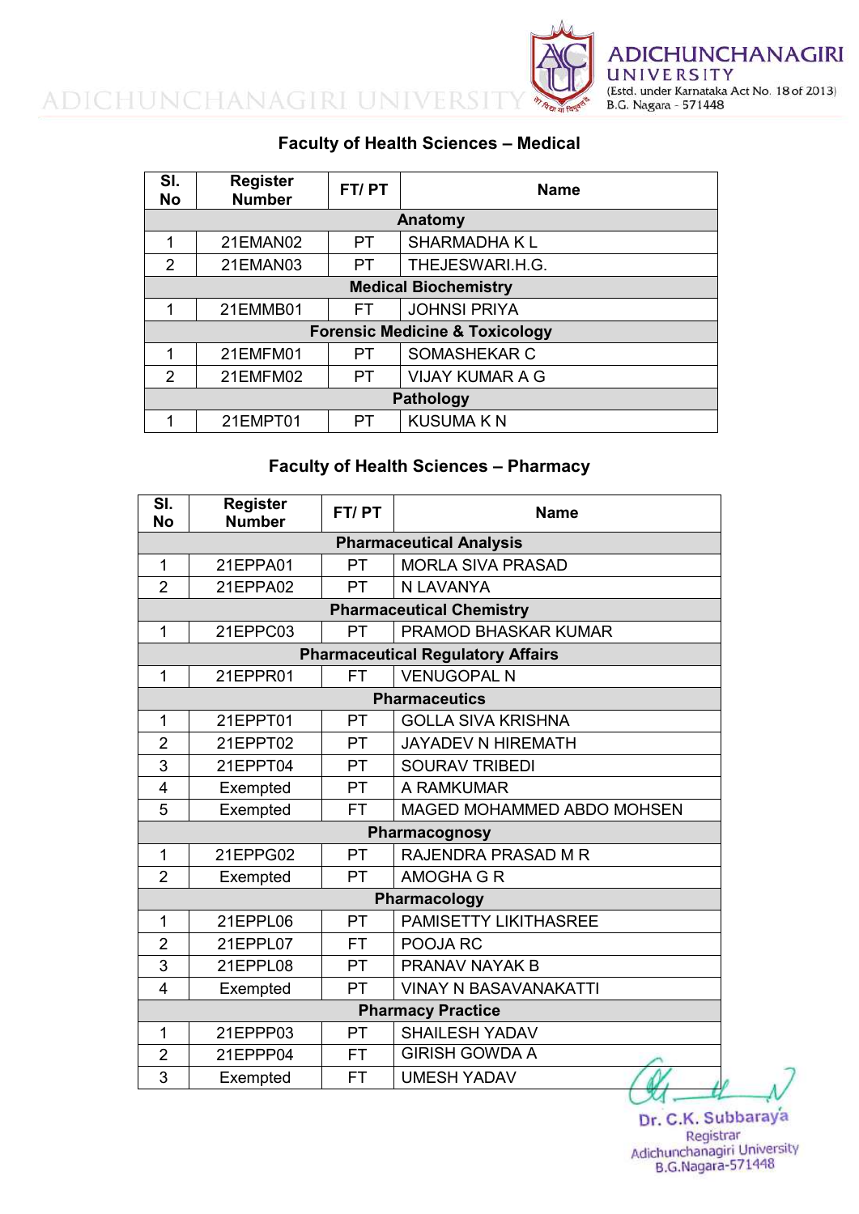## Faculty of Health Sciences – Medical

| Sl. No | Register Number | FT/ PT | Name |
|---|---|---|---|
| **Anatomy** | | | |
| 1 | 21EMAN02 | PT | SHARMADHA K L |
| 2 | 21EMAN03 | PT | THEJESWARI.H.G. |
| **Medical Biochemistry** | | | |
| 1 | 21EMMB01 | FT | JOHNSI PRIYA |
| **Forensic Medicine & Toxicology** | | | |
| 1 | 21EMFM01 | PT | SOMASHEKAR C |
| 2 | 21EMFM02 | PT | VIJAY KUMAR A G |
| **Pathology** | | | |
| 1 | 21EMPT01 | PT | KUSUMA K N |

## Faculty of Health Sciences – Pharmacy

| Sl. No | Register Number | FT/ PT | Name |
|---|---|---|---|
| **Pharmaceutical Analysis** | | | |
| 1 | 21EPPA01 | PT | MORLA SIVA PRASAD |
| 2 | 21EPPA02 | PT | N LAVANYA |
| **Pharmaceutical Chemistry** | | | |
| 1 | 21EPPC03 | PT | PRAMOD BHASKAR KUMAR |
| **Pharmaceutical Regulatory Affairs** | | | |
| 1 | 21EPPR01 | FT | VENUGOPAL N |
| **Pharmaceutics** | | | |
| 1 | 21EPPT01 | PT | GOLLA SIVA KRISHNA |
| 2 | 21EPPT02 | PT | JAYADEV N HIREMATH |
| 3 | 21EPPT04 | PT | SOURAV TRIBEDI |
| 4 | Exempted | PT | A RAMKUMAR |
| 5 | Exempted | FT | MAGED MOHAMMED ABDO MOHSEN |
| **Pharmacognosy** | | | |
| 1 | 21EPPG02 | PT | RAJENDRA PRASAD M R |
| 2 | Exempted | PT | AMOGHA G R |
| **Pharmacology** | | | |
| 1 | 21EPPL06 | PT | PAMISETTY LIKITHASREE |
| 2 | 21EPPL07 | FT | POOJA RC |
| 3 | 21EPPL08 | PT | PRANAV NAYAK B |
| 4 | Exempted | PT | VINAY N BASAVANAKATTI |
| **Pharmacy Practice** | | | |
| 1 | 21EPPP03 | PT | SHAILESH YADAV |
| 2 | 21EPPP04 | FT | GIRISH GOWDA A |
| 3 | Exempted | FT | UMESH YADAV |

Dr. C.K. Subbaraya
Registrar
Adichunchanagiri University
B.G.Nagara-571448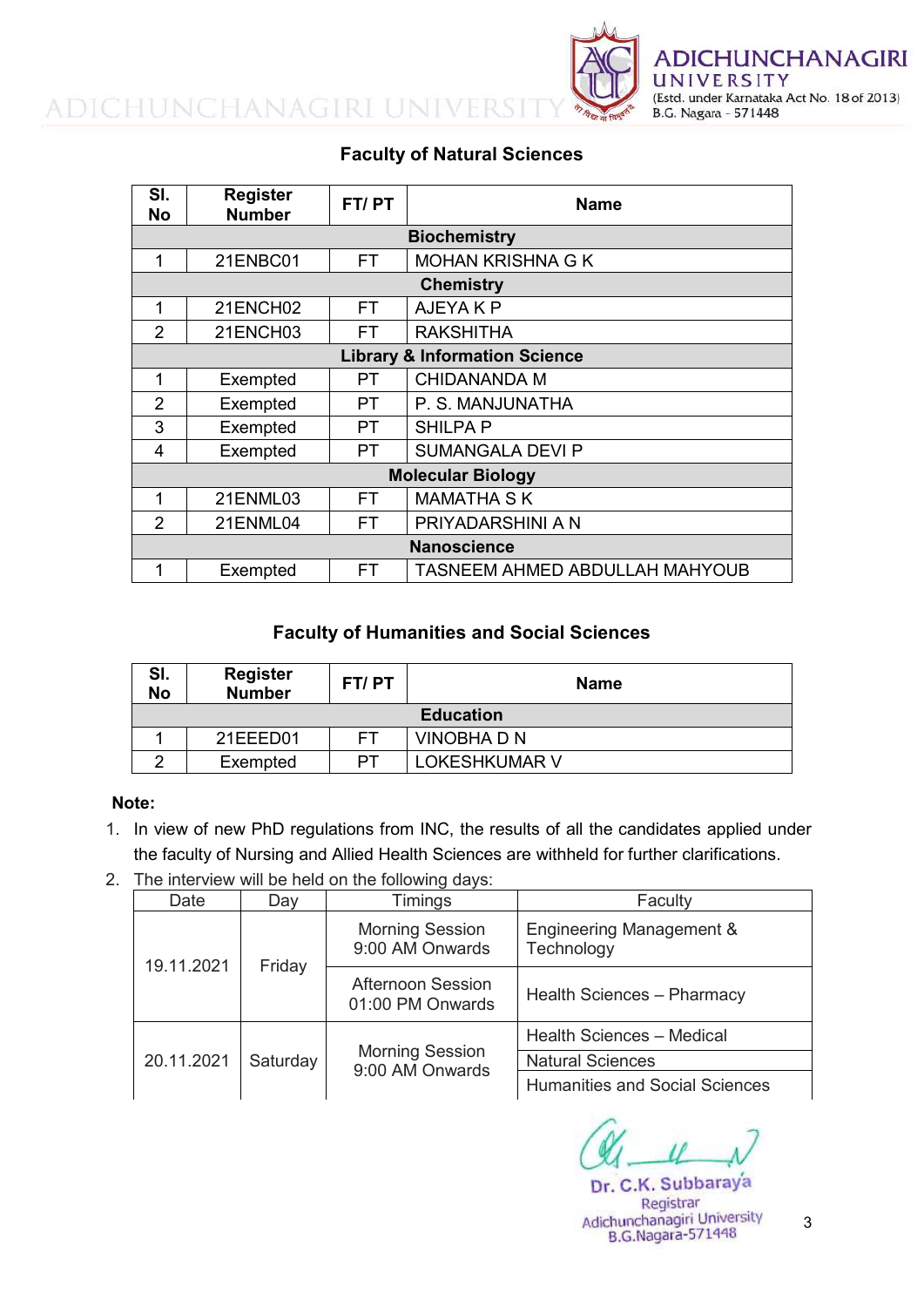## Faculty of Natural Sciences

| Sl. No | Register Number | FT/ PT | Name |
|---|---|---|---|
| **Biochemistry** | | | |
| 1 | 21ENBC01 | FT | MOHAN KRISHNA G K |
| **Chemistry** | | | |
| 1 | 21ENCH02 | FT | AJEYA K P |
| 2 | 21ENCH03 | FT | RAKSHITHA |
| **Library & Information Science** | | | |
| 1 | Exempted | PT | CHIDANANDA M |
| 2 | Exempted | PT | P. S. MANJUNATHA |
| 3 | Exempted | PT | SHILPA P |
| 4 | Exempted | PT | SUMANGALA DEVI P |
| **Molecular Biology** | | | |
| 1 | 21ENML03 | FT | MAMATHA S K |
| 2 | 21ENML04 | FT | PRIYADARSHINI A N |
| **Nanoscience** | | | |
| 1 | Exempted | FT | TASNEEM AHMED ABDULLAH MAHYOUB |

## Faculty of Humanities and Social Sciences

| Sl. No | Register Number | FT/ PT | Name |
|---|---|---|---|
| **Education** | | | |
| 1 | 21EEED01 | FT | VINOBHA D N |
| 2 | Exempted | PT | LOKESHKUMAR V |

**Note:**

1. In view of new PhD regulations from INC, the results of all the candidates applied under the faculty of Nursing and Allied Health Sciences are withheld for further clarifications.
2. The interview will be held on the following days:

| Date | Day | Timings | Faculty |
|---|---|---|---|
| 19.11.2021 | Friday | Morning Session 9:00 AM Onwards | Engineering Management & Technology |
| | | Afternoon Session 01:00 PM Onwards | Health Sciences – Pharmacy |
| 20.11.2021 | Saturday | Morning Session 9:00 AM Onwards | Health Sciences – Medical |
| | | | Natural Sciences |
| | | | Humanities and Social Sciences |

Dr. C.K. Subbaraya
Registrar
Adichunchanagiri University
B.G.Nagara-571448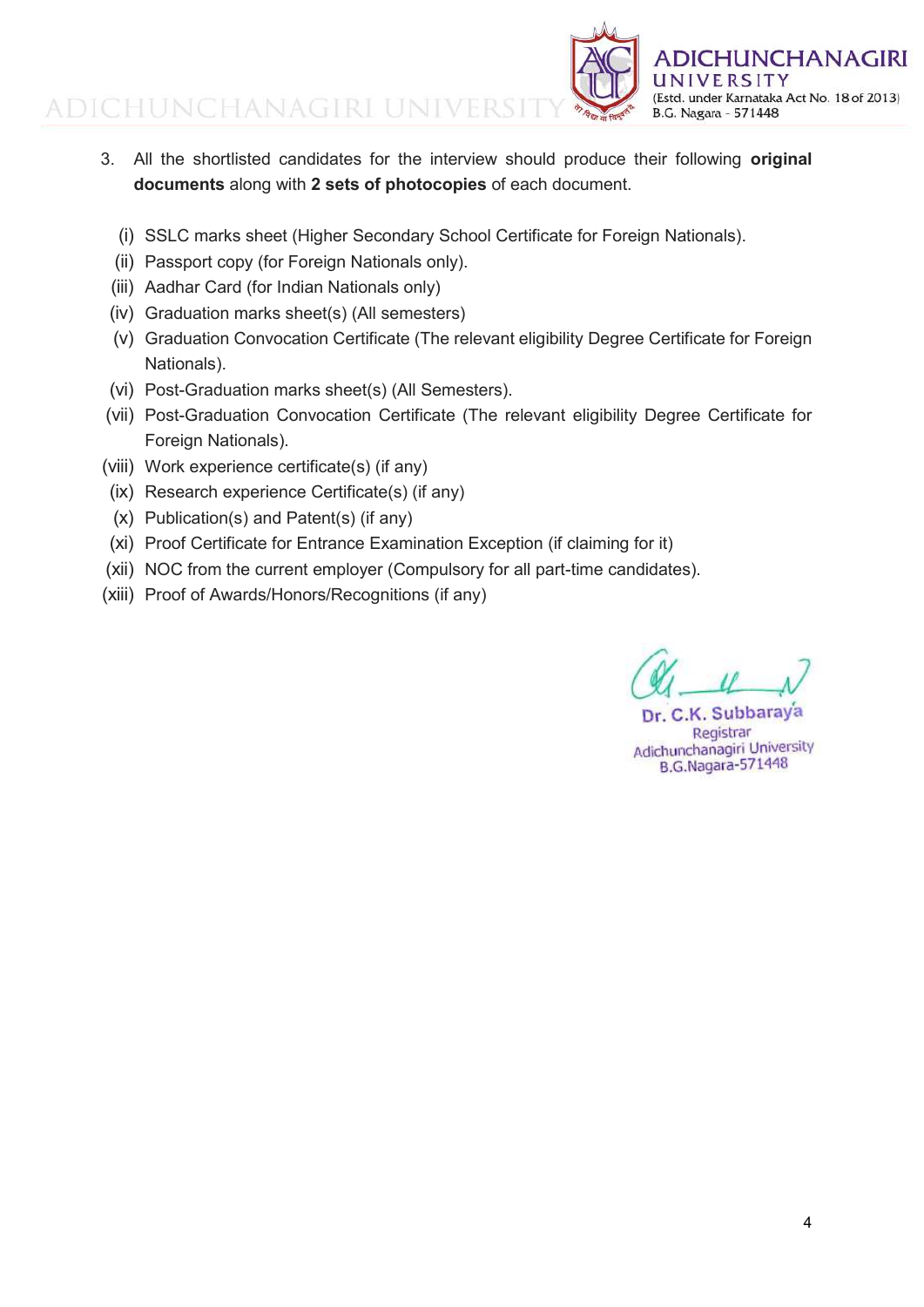3. All the shortlisted candidates for the interview should produce their following **original documents** along with **2 sets of photocopies** of each document.

    (i) SSLC marks sheet (Higher Secondary School Certificate for Foreign Nationals).
    (ii) Passport copy (for Foreign Nationals only).
    (iii) Aadhar Card (for Indian Nationals only)
    (iv) Graduation marks sheet(s) (All semesters)
    (v) Graduation Convocation Certificate (The relevant eligibility Degree Certificate for Foreign Nationals).
    (vi) Post-Graduation marks sheet(s) (All Semesters).
    (vii) Post-Graduation Convocation Certificate (The relevant eligibility Degree Certificate for Foreign Nationals).
    (viii) Work experience certificate(s) (if any)
    (ix) Research experience Certificate(s) (if any)
    (x) Publication(s) and Patent(s) (if any)
    (xi) Proof Certificate for Entrance Examination Exception (if claiming for it)
    (xii) NOC from the current employer (Compulsory for all part-time candidates).
    (xiii) Proof of Awards/Honors/Recognitions (if any)

Dr. C.K. Subbaraya
Registrar
Adichunchanagiri University
B.G.Nagara-571448